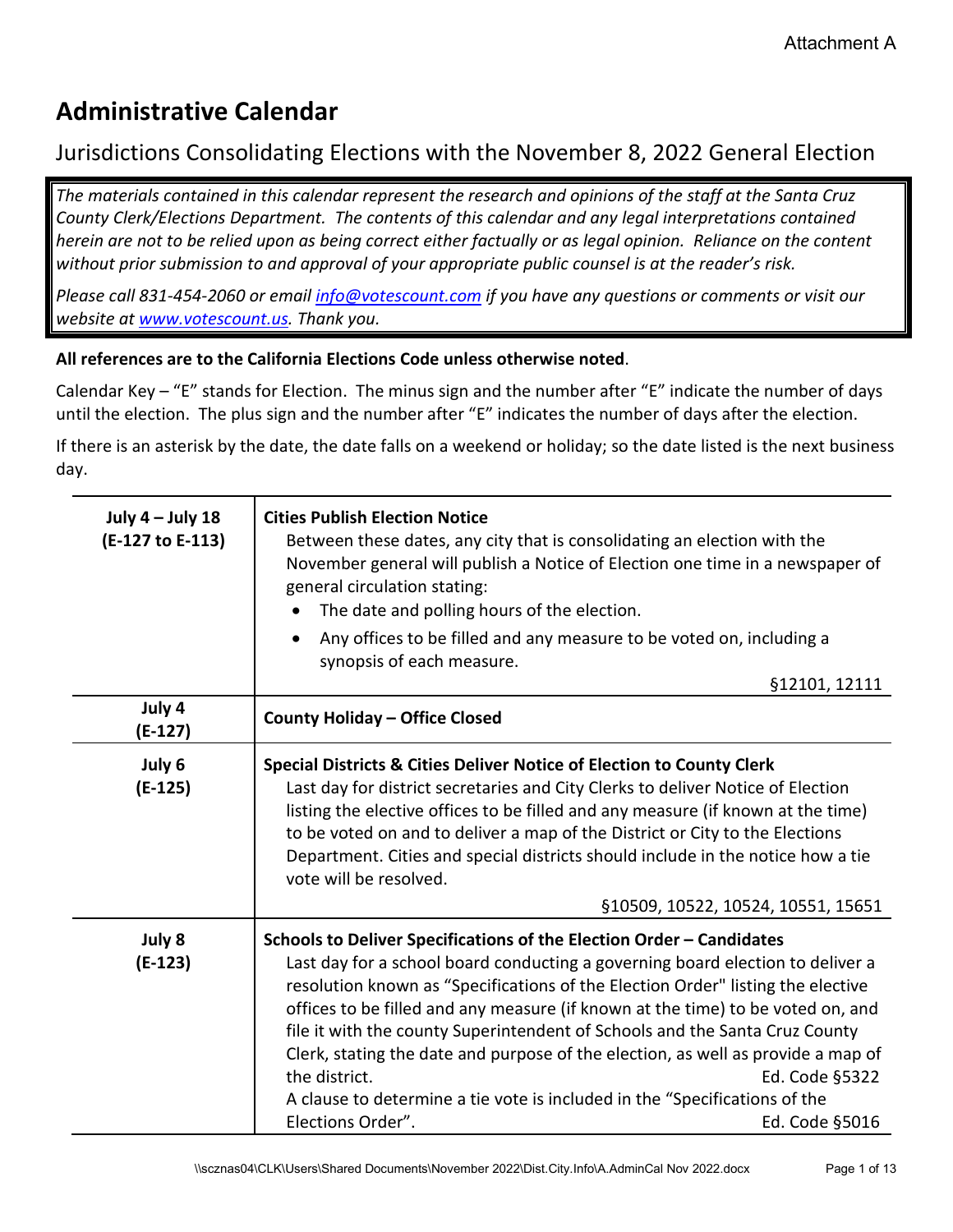Attachment A

# Administrative Calendar

## Jurisdictions Consolidating Elections with the November 8, 2022 General Election

*The materials contained in this calendar represent the research and opinions of the staff at the Santa Cruz County Clerk/Elections Department. The contents of this calendar and any legal interpretations contained herein are not to be relied upon as being correct either factually or as legal opinion. Reliance on the content without prior submission to and approval of your appropriate public counsel is at the reader's risk.*

*Please call 831-454-2060 or email info@votescount.com if you have any questions or comments or visit our website at www.votescount.us. Thank you.*

**All references are to the California Elections Code unless otherwise noted**.

Calendar Key – "E" stands for Election. The minus sign and the number after "E" indicate the number of days until the election. The plus sign and the number after "E" indicates the number of days after the election.

If there is an asterisk by the date, the date falls on a weekend or holiday; so the date listed is the next business day.

| Date | Item |
|---|---|
| **July 4 – July 18 (E-127 to E-113)** | **Cities Publish Election Notice**<br>Between these dates, any city that is consolidating an election with the November general will publish a Notice of Election one time in a newspaper of general circulation stating:<br>• The date and polling hours of the election.<br>• Any offices to be filled and any measure to be voted on, including a synopsis of each measure.<br>§12101, 12111 |
| **July 4 (E-127)** | **County Holiday – Office Closed** |
| **July 6 (E-125)** | **Special Districts & Cities Deliver Notice of Election to County Clerk**<br>Last day for district secretaries and City Clerks to deliver Notice of Election listing the elective offices to be filled and any measure (if known at the time) to be voted on and to deliver a map of the District or City to the Elections Department. Cities and special districts should include in the notice how a tie vote will be resolved.<br>§10509, 10522, 10524, 10551, 15651 |
| **July 8 (E-123)** | **Schools to Deliver Specifications of the Election Order – Candidates**<br>Last day for a school board conducting a governing board election to deliver a resolution known as "Specifications of the Election Order" listing the elective offices to be filled and any measure (if known at the time) to be voted on, and file it with the county Superintendent of Schools and the Santa Cruz County Clerk, stating the date and purpose of the election, as well as provide a map of the district. Ed. Code §5322<br>A clause to determine a tie vote is included in the "Specifications of the Elections Order". Ed. Code §5016 |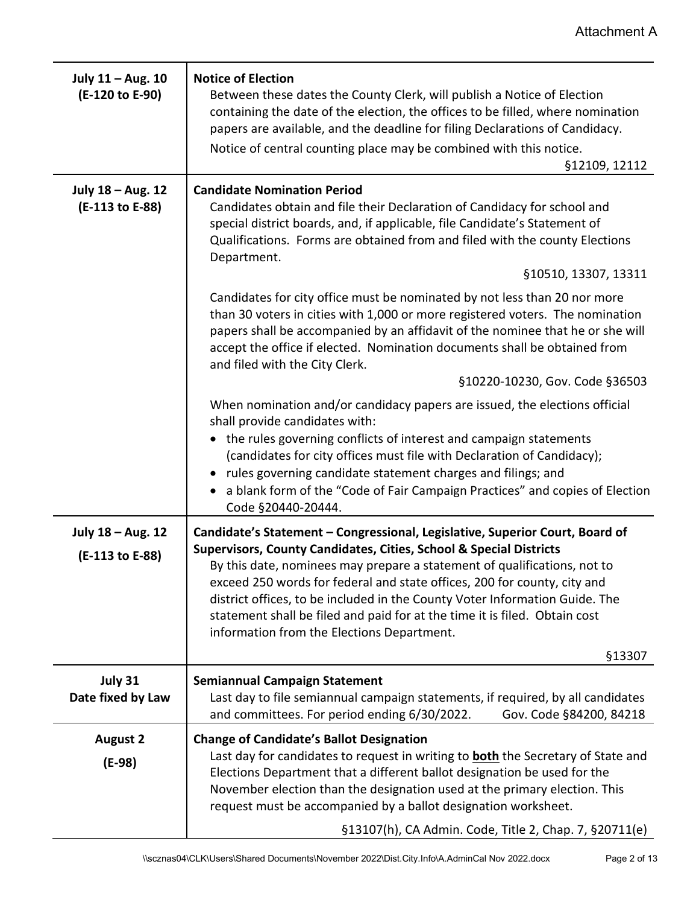| Date | Event |
| --- | --- |
| **July 11 – Aug. 10 (E-120 to E-90)** | **Notice of Election** Between these dates the County Clerk, will publish a Notice of Election containing the date of the election, the offices to be filled, where nomination papers are available, and the deadline for filing Declarations of Candidacy. Notice of central counting place may be combined with this notice. §12109, 12112 |
| **July 18 – Aug. 12 (E-113 to E-88)** | **Candidate Nomination Period** Candidates obtain and file their Declaration of Candidacy for school and special district boards, and, if applicable, file Candidate's Statement of Qualifications. Forms are obtained from and filed with the county Elections Department. §10510, 13307, 13311<br><br>Candidates for city office must be nominated by not less than 20 nor more than 30 voters in cities with 1,000 or more registered voters. The nomination papers shall be accompanied by an affidavit of the nominee that he or she will accept the office if elected. Nomination documents shall be obtained from and filed with the City Clerk. §10220-10230, Gov. Code §36503<br><br>When nomination and/or candidacy papers are issued, the elections official shall provide candidates with:<br>• the rules governing conflicts of interest and campaign statements (candidates for city offices must file with Declaration of Candidacy);<br>• rules governing candidate statement charges and filings; and<br>• a blank form of the "Code of Fair Campaign Practices" and copies of Election Code §20440-20444. |
| **July 18 – Aug. 12 (E-113 to E-88)** | **Candidate's Statement – Congressional, Legislative, Superior Court, Board of Supervisors, County Candidates, Cities, School & Special Districts** By this date, nominees may prepare a statement of qualifications, not to exceed 250 words for federal and state offices, 200 for county, city and district offices, to be included in the County Voter Information Guide. The statement shall be filed and paid for at the time it is filed. Obtain cost information from the Elections Department. §13307 |
| **July 31 Date fixed by Law** | **Semiannual Campaign Statement** Last day to file semiannual campaign statements, if required, by all candidates and committees. For period ending 6/30/2022. Gov. Code §84200, 84218 |
| **August 2 (E-98)** | **Change of Candidate's Ballot Designation** Last day for candidates to request in writing to **both** the Secretary of State and Elections Department that a different ballot designation be used for the November election than the designation used at the primary election. This request must be accompanied by a ballot designation worksheet. §13107(h), CA Admin. Code, Title 2, Chap. 7, §20711(e) |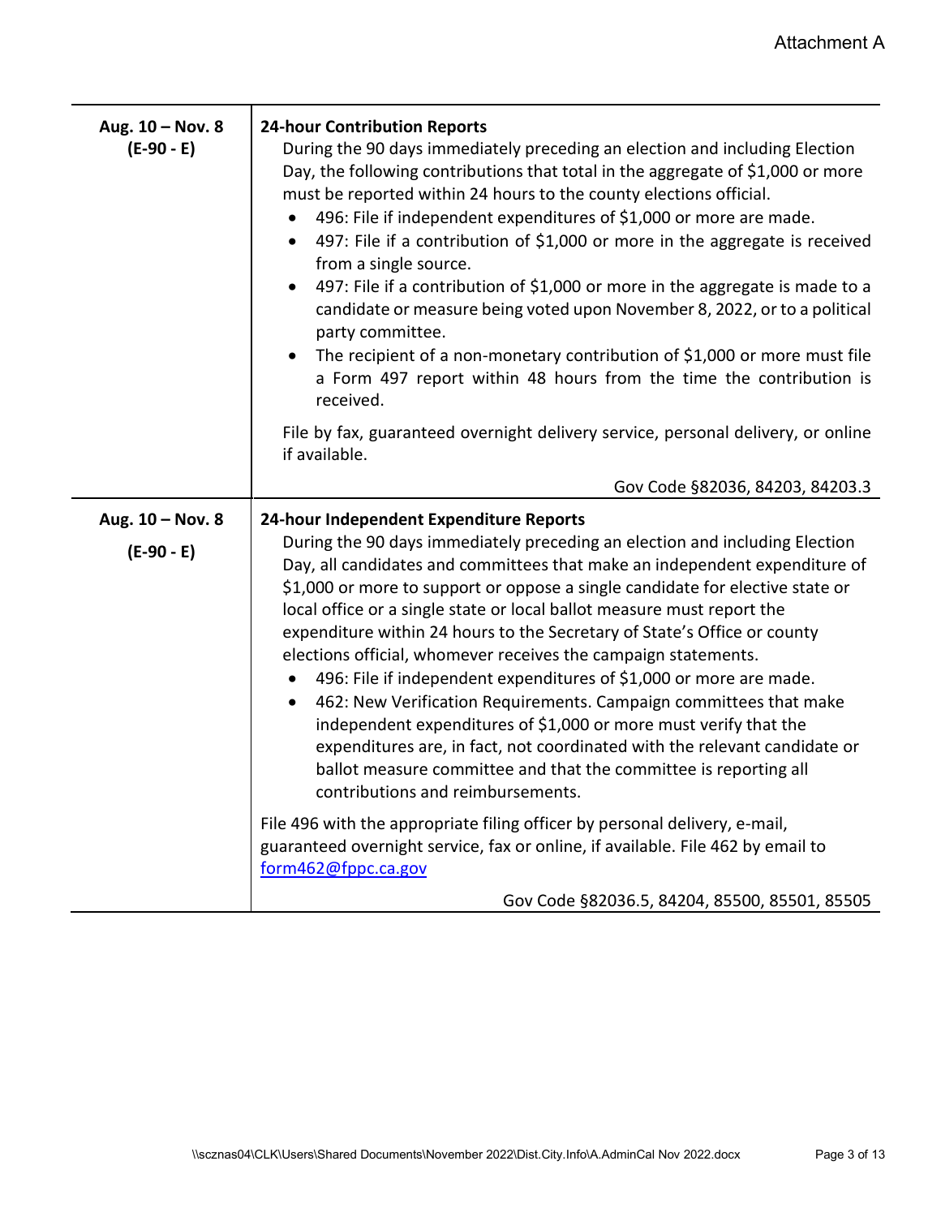Attachment A

| | |
|---|---|
| **Aug. 10 – Nov. 8 (E-90 - E)** | **24-hour Contribution Reports**<br>During the 90 days immediately preceding an election and including Election Day, the following contributions that total in the aggregate of $1,000 or more must be reported within 24 hours to the county elections official.<br>• 496: File if independent expenditures of $1,000 or more are made.<br>• 497: File if a contribution of $1,000 or more in the aggregate is received from a single source.<br>• 497: File if a contribution of $1,000 or more in the aggregate is made to a candidate or measure being voted upon November 8, 2022, or to a political party committee.<br>• The recipient of a non-monetary contribution of $1,000 or more must file a Form 497 report within 48 hours from the time the contribution is received.<br><br>File by fax, guaranteed overnight delivery service, personal delivery, or online if available.<br><br>Gov Code §82036, 84203, 84203.3 |
| **Aug. 10 – Nov. 8 (E-90 - E)** | **24-hour Independent Expenditure Reports**<br>During the 90 days immediately preceding an election and including Election Day, all candidates and committees that make an independent expenditure of $1,000 or more to support or oppose a single candidate for elective state or local office or a single state or local ballot measure must report the expenditure within 24 hours to the Secretary of State's Office or county elections official, whomever receives the campaign statements.<br>• 496: File if independent expenditures of $1,000 or more are made.<br>• 462: New Verification Requirements. Campaign committees that make independent expenditures of $1,000 or more must verify that the expenditures are, in fact, not coordinated with the relevant candidate or ballot measure committee and that the committee is reporting all contributions and reimbursements.<br><br>File 496 with the appropriate filing officer by personal delivery, e-mail, guaranteed overnight service, fax or online, if available. File 462 by email to form462@fppc.ca.gov<br><br>Gov Code §82036.5, 84204, 85500, 85501, 85505 |

\\scznas04\CLK\Users\Shared Documents\November 2022\Dist.City.Info\A.AdminCal Nov 2022.docx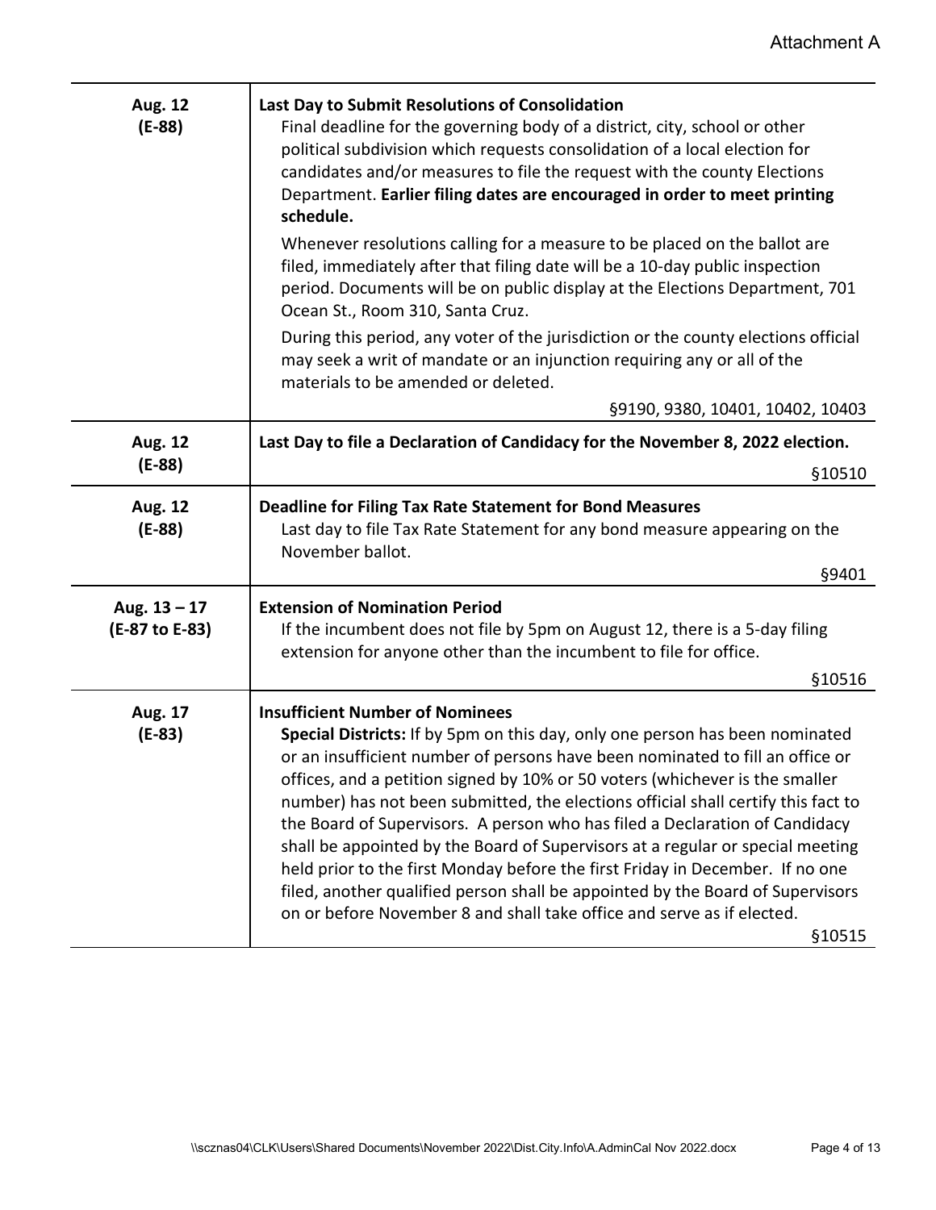| Date | Event |
| --- | --- |
| **Aug. 12** **(E-88)** | **Last Day to Submit Resolutions of Consolidation** Final deadline for the governing body of a district, city, school or other political subdivision which requests consolidation of a local election for candidates and/or measures to file the request with the county Elections Department. **Earlier filing dates are encouraged in order to meet printing schedule.** <br><br> Whenever resolutions calling for a measure to be placed on the ballot are filed, immediately after that filing date will be a 10-day public inspection period. Documents will be on public display at the Elections Department, 701 Ocean St., Room 310, Santa Cruz. <br><br> During this period, any voter of the jurisdiction or the county elections official may seek a writ of mandate or an injunction requiring any or all of the materials to be amended or deleted. <br><br> §9190, 9380, 10401, 10402, 10403 |
| **Aug. 12** **(E-88)** | **Last Day to file a Declaration of Candidacy for the November 8, 2022 election.** <br><br> §10510 |
| **Aug. 12** **(E-88)** | **Deadline for Filing Tax Rate Statement for Bond Measures** Last day to file Tax Rate Statement for any bond measure appearing on the November ballot. <br><br> §9401 |
| **Aug. 13 – 17** **(E-87 to E-83)** | **Extension of Nomination Period** If the incumbent does not file by 5pm on August 12, there is a 5-day filing extension for anyone other than the incumbent to file for office. <br><br> §10516 |
| **Aug. 17** **(E-83)** | **Insufficient Number of Nominees** **Special Districts:** If by 5pm on this day, only one person has been nominated or an insufficient number of persons have been nominated to fill an office or offices, and a petition signed by 10% or 50 voters (whichever is the smaller number) has not been submitted, the elections official shall certify this fact to the Board of Supervisors. A person who has filed a Declaration of Candidacy shall be appointed by the Board of Supervisors at a regular or special meeting held prior to the first Monday before the first Friday in December. If no one filed, another qualified person shall be appointed by the Board of Supervisors on or before November 8 and shall take office and serve as if elected. <br><br> §10515 |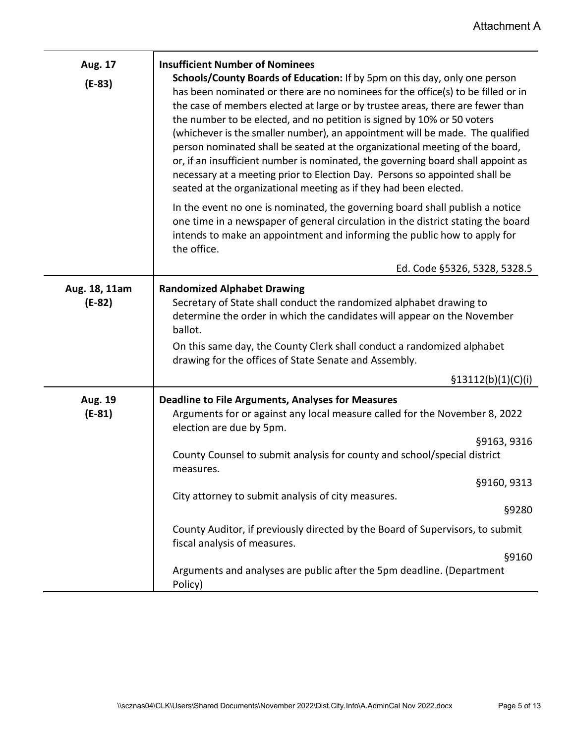| Date | Event |
|---|---|
| **Aug. 17**<br>**(E-83)** | **Insufficient Number of Nominees**<br>**Schools/County Boards of Education:** If by 5pm on this day, only one person has been nominated or there are no nominees for the office(s) to be filled or in the case of members elected at large or by trustee areas, there are fewer than the number to be elected, and no petition is signed by 10% or 50 voters (whichever is the smaller number), an appointment will be made. The qualified person nominated shall be seated at the organizational meeting of the board, or, if an insufficient number is nominated, the governing board shall appoint as necessary at a meeting prior to Election Day. Persons so appointed shall be seated at the organizational meeting as if they had been elected.<br><br>In the event no one is nominated, the governing board shall publish a notice one time in a newspaper of general circulation in the district stating the board intends to make an appointment and informing the public how to apply for the office.<br><br>Ed. Code §5326, 5328, 5328.5 |
| **Aug. 18, 11am**<br>**(E-82)** | **Randomized Alphabet Drawing**<br>Secretary of State shall conduct the randomized alphabet drawing to determine the order in which the candidates will appear on the November ballot.<br><br>On this same day, the County Clerk shall conduct a randomized alphabet drawing for the offices of State Senate and Assembly.<br><br>§13112(b)(1)(C)(i) |
| **Aug. 19**<br>**(E-81)** | **Deadline to File Arguments, Analyses for Measures**<br>Arguments for or against any local measure called for the November 8, 2022 election are due by 5pm.<br><br>§9163, 9316<br><br>County Counsel to submit analysis for county and school/special district measures.<br><br>§9160, 9313<br><br>City attorney to submit analysis of city measures.<br><br>§9280<br><br>County Auditor, if previously directed by the Board of Supervisors, to submit fiscal analysis of measures.<br><br>§9160<br><br>Arguments and analyses are public after the 5pm deadline. (Department Policy) |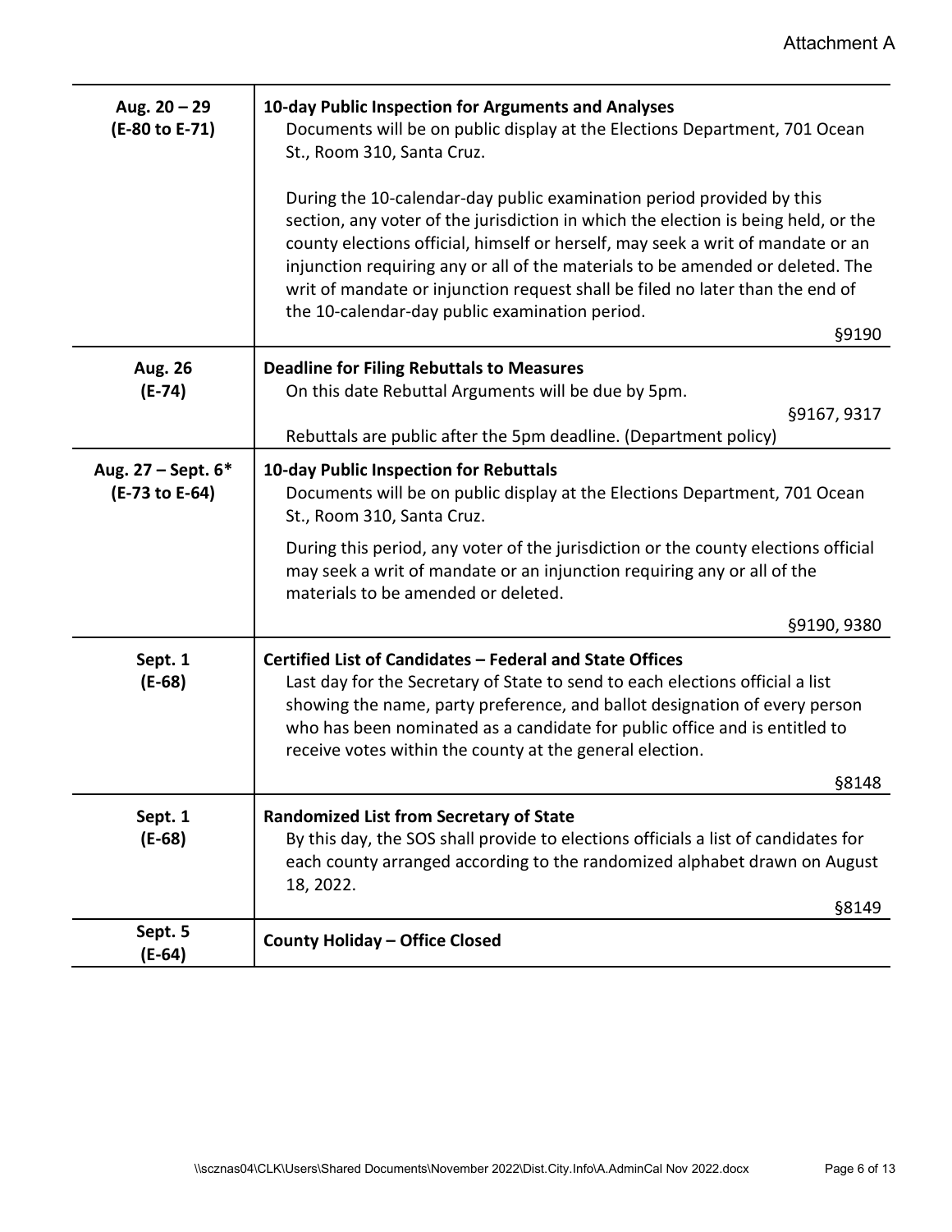Attachment A

| Date | Event |
|---|---|
| **Aug. 20 – 29 (E-80 to E-71)** | **10-day Public Inspection for Arguments and Analyses**<br>Documents will be on public display at the Elections Department, 701 Ocean St., Room 310, Santa Cruz.<br><br>During the 10-calendar-day public examination period provided by this section, any voter of the jurisdiction in which the election is being held, or the county elections official, himself or herself, may seek a writ of mandate or an injunction requiring any or all of the materials to be amended or deleted. The writ of mandate or injunction request shall be filed no later than the end of the 10-calendar-day public examination period.<br>§9190 |
| **Aug. 26 (E-74)** | **Deadline for Filing Rebuttals to Measures**<br>On this date Rebuttal Arguments will be due by 5pm.<br>§9167, 9317<br>Rebuttals are public after the 5pm deadline. (Department policy) |
| **Aug. 27 – Sept. 6* (E-73 to E-64)** | **10-day Public Inspection for Rebuttals**<br>Documents will be on public display at the Elections Department, 701 Ocean St., Room 310, Santa Cruz.<br><br>During this period, any voter of the jurisdiction or the county elections official may seek a writ of mandate or an injunction requiring any or all of the materials to be amended or deleted.<br>§9190, 9380 |
| **Sept. 1 (E-68)** | **Certified List of Candidates – Federal and State Offices**<br>Last day for the Secretary of State to send to each elections official a list showing the name, party preference, and ballot designation of every person who has been nominated as a candidate for public office and is entitled to receive votes within the county at the general election.<br>§8148 |
| **Sept. 1 (E-68)** | **Randomized List from Secretary of State**<br>By this day, the SOS shall provide to elections officials a list of candidates for each county arranged according to the randomized alphabet drawn on August 18, 2022.<br>§8149 |
| **Sept. 5 (E-64)** | **County Holiday – Office Closed** |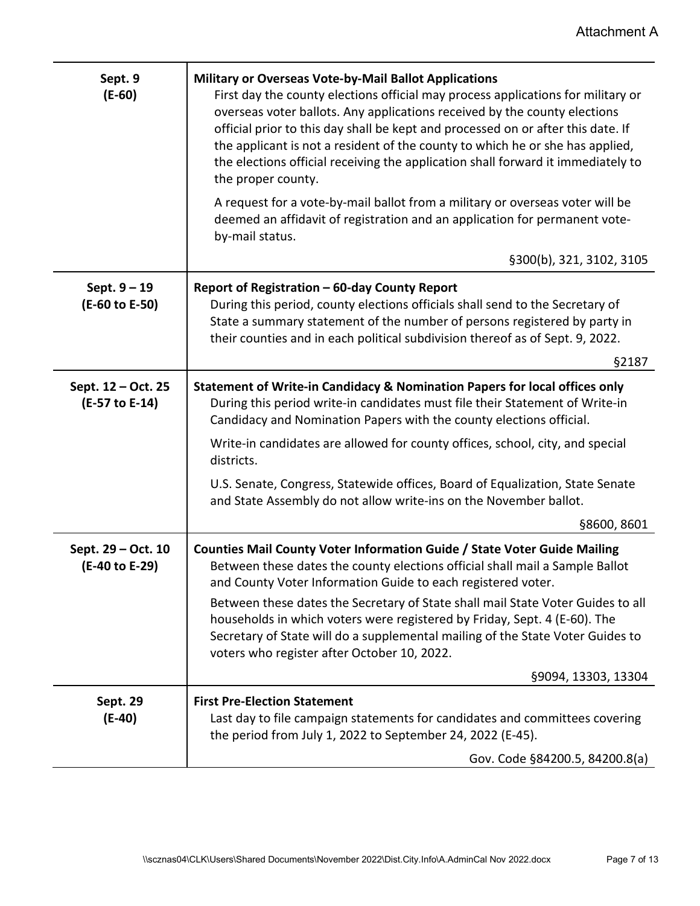| Date | Activity |
| --- | --- |
| **Sept. 9**<br>**(E-60)** | **Military or Overseas Vote-by-Mail Ballot Applications**<br>First day the county elections official may process applications for military or overseas voter ballots. Any applications received by the county elections official prior to this day shall be kept and processed on or after this date. If the applicant is not a resident of the county to which he or she has applied, the elections official receiving the application shall forward it immediately to the proper county.<br><br>A request for a vote-by-mail ballot from a military or overseas voter will be deemed an affidavit of registration and an application for permanent vote-by-mail status.<br><br>§300(b), 321, 3102, 3105 |
| **Sept. 9 – 19**<br>**(E-60 to E-50)** | **Report of Registration – 60-day County Report**<br>During this period, county elections officials shall send to the Secretary of State a summary statement of the number of persons registered by party in their counties and in each political subdivision thereof as of Sept. 9, 2022.<br><br>§2187 |
| **Sept. 12 – Oct. 25**<br>**(E-57 to E-14)** | **Statement of Write-in Candidacy & Nomination Papers for local offices only**<br>During this period write-in candidates must file their Statement of Write-in Candidacy and Nomination Papers with the county elections official.<br><br>Write-in candidates are allowed for county offices, school, city, and special districts.<br><br>U.S. Senate, Congress, Statewide offices, Board of Equalization, State Senate and State Assembly do not allow write-ins on the November ballot.<br><br>§8600, 8601 |
| **Sept. 29 – Oct. 10**<br>**(E-40 to E-29)** | **Counties Mail County Voter Information Guide / State Voter Guide Mailing**<br>Between these dates the county elections official shall mail a Sample Ballot and County Voter Information Guide to each registered voter.<br><br>Between these dates the Secretary of State shall mail State Voter Guides to all households in which voters were registered by Friday, Sept. 4 (E-60). The Secretary of State will do a supplemental mailing of the State Voter Guides to voters who register after October 10, 2022.<br><br>§9094, 13303, 13304 |
| **Sept. 29**<br>**(E-40)** | **First Pre-Election Statement**<br>Last day to file campaign statements for candidates and committees covering the period from July 1, 2022 to September 24, 2022 (E-45).<br><br>Gov. Code §84200.5, 84200.8(a) |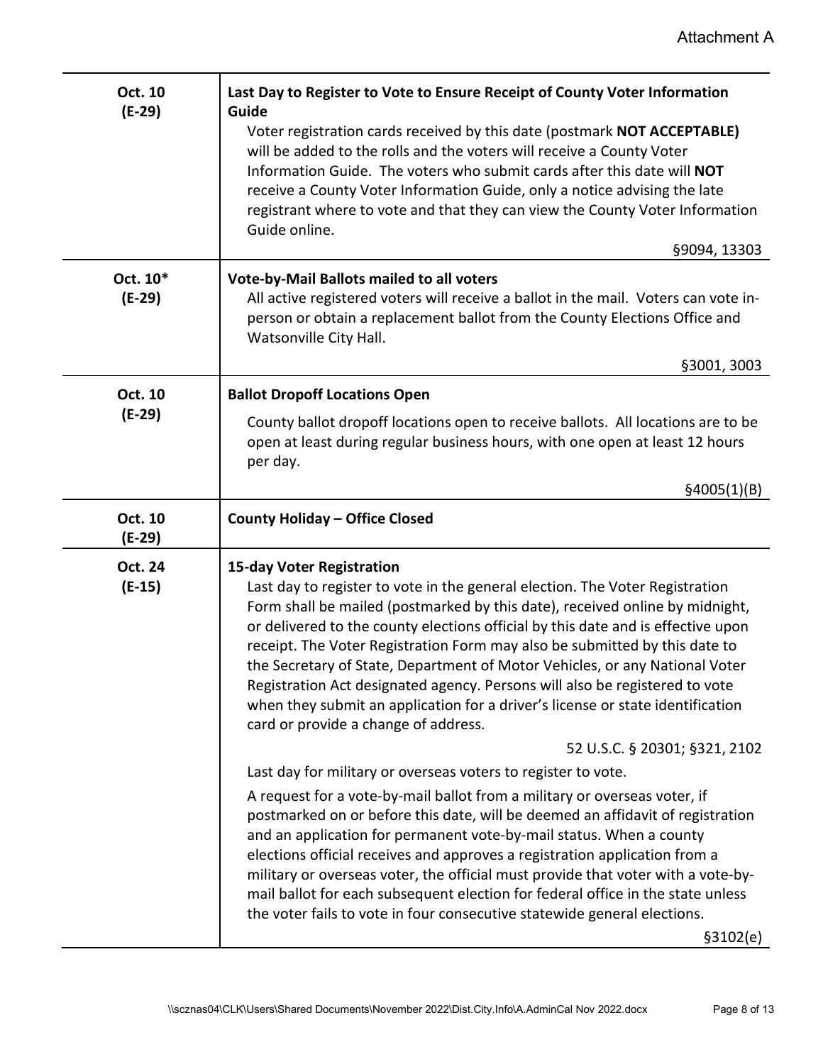| | |
|---|---|
| **Oct. 10**<br>**(E-29)** | **Last Day to Register to Vote to Ensure Receipt of County Voter Information Guide**<br>Voter registration cards received by this date (postmark **NOT ACCEPTABLE)** will be added to the rolls and the voters will receive a County Voter Information Guide. The voters who submit cards after this date will **NOT** receive a County Voter Information Guide, only a notice advising the late registrant where to vote and that they can view the County Voter Information Guide online.<br>§9094, 13303 |
| **Oct. 10***<br>**(E-29)** | **Vote-by-Mail Ballots mailed to all voters**<br>All active registered voters will receive a ballot in the mail. Voters can vote in-person or obtain a replacement ballot from the County Elections Office and Watsonville City Hall.<br>§3001, 3003 |
| **Oct. 10**<br>**(E-29)** | **Ballot Dropoff Locations Open**<br>County ballot dropoff locations open to receive ballots. All locations are to be open at least during regular business hours, with one open at least 12 hours per day.<br>§4005(1)(B) |
| **Oct. 10**<br>**(E-29)** | **County Holiday – Office Closed** |
| **Oct. 24**<br>**(E-15)** | **15-day Voter Registration**<br>Last day to register to vote in the general election. The Voter Registration Form shall be mailed (postmarked by this date), received online by midnight, or delivered to the county elections official by this date and is effective upon receipt. The Voter Registration Form may also be submitted by this date to the Secretary of State, Department of Motor Vehicles, or any National Voter Registration Act designated agency. Persons will also be registered to vote when they submit an application for a driver's license or state identification card or provide a change of address.<br>52 U.S.C. § 20301; §321, 2102<br>Last day for military or overseas voters to register to vote.<br>A request for a vote-by-mail ballot from a military or overseas voter, if postmarked on or before this date, will be deemed an affidavit of registration and an application for permanent vote-by-mail status. When a county elections official receives and approves a registration application from a military or overseas voter, the official must provide that voter with a vote-by-mail ballot for each subsequent election for federal office in the state unless the voter fails to vote in four consecutive statewide general elections.<br>§3102(e) |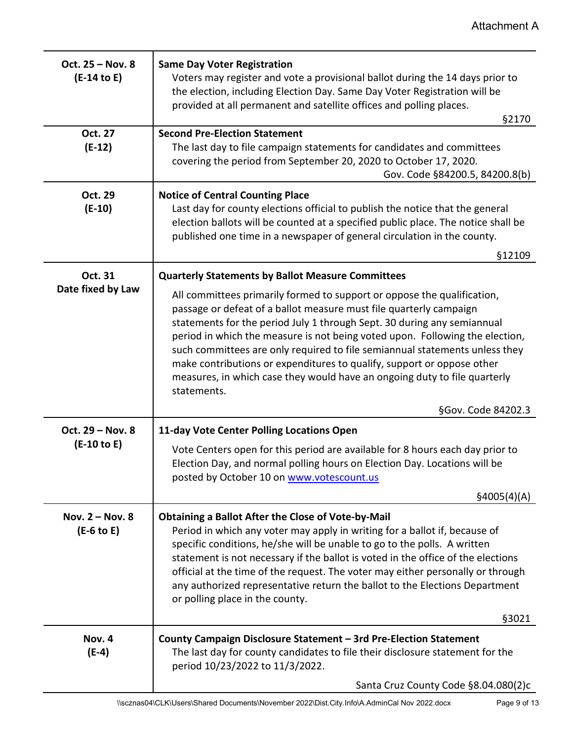| | |
|---|---|
| **Oct. 25 – Nov. 8**<br>**(E-14 to E)** | **Same Day Voter Registration**<br>Voters may register and vote a provisional ballot during the 14 days prior to the election, including Election Day. Same Day Voter Registration will be provided at all permanent and satellite offices and polling places.<br>§2170 |
| **Oct. 27**<br>**(E-12)** | **Second Pre-Election Statement**<br>The last day to file campaign statements for candidates and committees covering the period from September 20, 2020 to October 17, 2020.<br>Gov. Code §84200.5, 84200.8(b) |
| **Oct. 29**<br>**(E-10)** | **Notice of Central Counting Place**<br>Last day for county elections official to publish the notice that the general election ballots will be counted at a specified public place. The notice shall be published one time in a newspaper of general circulation in the county.<br>§12109 |
| **Oct. 31**<br>**Date fixed by Law** | **Quarterly Statements by Ballot Measure Committees**<br>All committees primarily formed to support or oppose the qualification, passage or defeat of a ballot measure must file quarterly campaign statements for the period July 1 through Sept. 30 during any semiannual period in which the measure is not being voted upon. Following the election, such committees are only required to file semiannual statements unless they make contributions or expenditures to qualify, support or oppose other measures, in which case they would have an ongoing duty to file quarterly statements.<br>§Gov. Code 84202.3 |
| **Oct. 29 – Nov. 8**<br>**(E-10 to E)** | **11-day Vote Center Polling Locations Open**<br>Vote Centers open for this period are available for 8 hours each day prior to Election Day, and normal polling hours on Election Day. Locations will be posted by October 10 on www.votescount.us<br>§4005(4)(A) |
| **Nov. 2 – Nov. 8**<br>**(E-6 to E)** | **Obtaining a Ballot After the Close of Vote-by-Mail**<br>Period in which any voter may apply in writing for a ballot if, because of specific conditions, he/she will be unable to go to the polls. A written statement is not necessary if the ballot is voted in the office of the elections official at the time of the request. The voter may either personally or through any authorized representative return the ballot to the Elections Department or polling place in the county.<br>§3021 |
| **Nov. 4**<br>**(E-4)** | **County Campaign Disclosure Statement – 3rd Pre-Election Statement**<br>The last day for county candidates to file their disclosure statement for the period 10/23/2022 to 11/3/2022.<br>Santa Cruz County Code §8.04.080(2)c |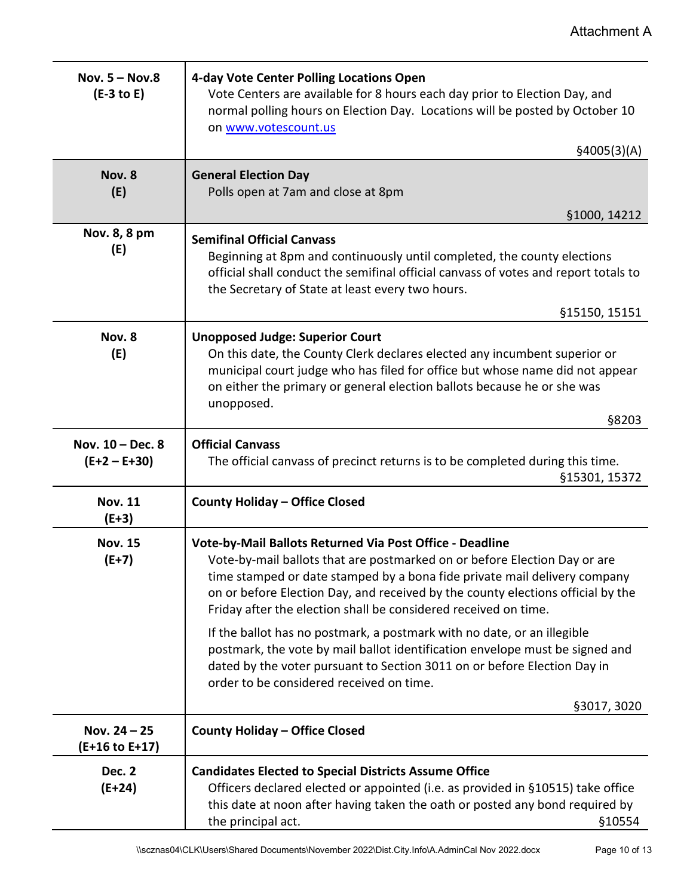Attachment A

| Date | Event |
| --- | --- |
| **Nov. 5 – Nov.8 (E-3 to E)** | **4-day Vote Center Polling Locations Open**<br>Vote Centers are available for 8 hours each day prior to Election Day, and normal polling hours on Election Day. Locations will be posted by October 10 on [www.votescount.us](http://www.votescount.us)<br>§4005(3)(A) |
| **Nov. 8 (E)** | **General Election Day**<br>Polls open at 7am and close at 8pm<br>§1000, 14212 |
| **Nov. 8, 8 pm (E)** | **Semifinal Official Canvass**<br>Beginning at 8pm and continuously until completed, the county elections official shall conduct the semifinal official canvass of votes and report totals to the Secretary of State at least every two hours.<br>§15150, 15151 |
| **Nov. 8 (E)** | **Unopposed Judge: Superior Court**<br>On this date, the County Clerk declares elected any incumbent superior or municipal court judge who has filed for office but whose name did not appear on either the primary or general election ballots because he or she was unopposed.<br>§8203 |
| **Nov. 10 – Dec. 8 (E+2 – E+30)** | **Official Canvass**<br>The official canvass of precinct returns is to be completed during this time.<br>§15301, 15372 |
| **Nov. 11 (E+3)** | **County Holiday – Office Closed** |
| **Nov. 15 (E+7)** | **Vote-by-Mail Ballots Returned Via Post Office - Deadline**<br>Vote-by-mail ballots that are postmarked on or before Election Day or are time stamped or date stamped by a bona fide private mail delivery company on or before Election Day, and received by the county elections official by the Friday after the election shall be considered received on time.<br><br>If the ballot has no postmark, a postmark with no date, or an illegible postmark, the vote by mail ballot identification envelope must be signed and dated by the voter pursuant to Section 3011 on or before Election Day in order to be considered received on time.<br>§3017, 3020 |
| **Nov. 24 – 25 (E+16 to E+17)** | **County Holiday – Office Closed** |
| **Dec. 2 (E+24)** | **Candidates Elected to Special Districts Assume Office**<br>Officers declared elected or appointed (i.e. as provided in §10515) take office this date at noon after having taken the oath or posted any bond required by the principal act.<br>§10554 |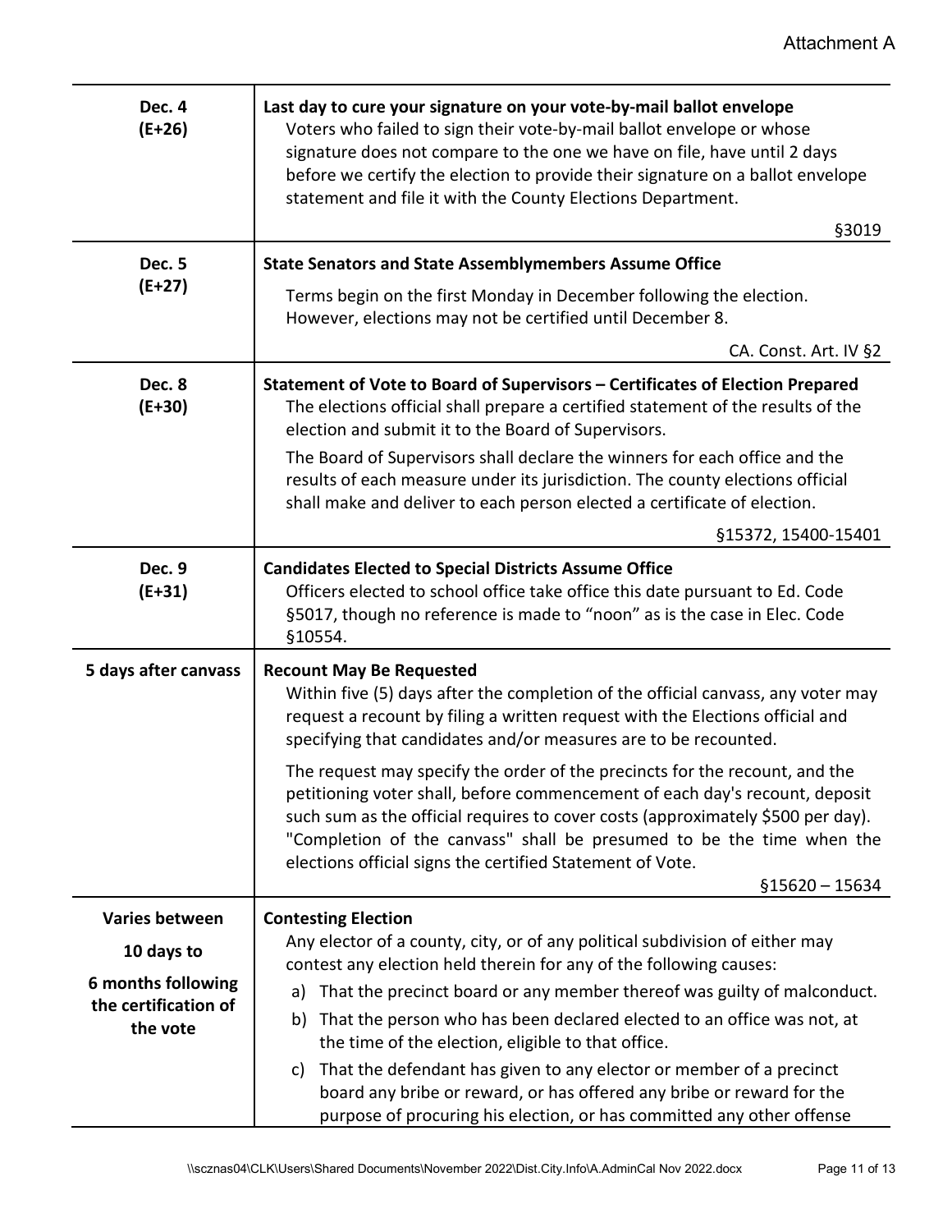| Date | Event |
|---|---|
| **Dec. 4 (E+26)** | **Last day to cure your signature on your vote-by-mail ballot envelope**<br>Voters who failed to sign their vote-by-mail ballot envelope or whose signature does not compare to the one we have on file, have until 2 days before we certify the election to provide their signature on a ballot envelope statement and file it with the County Elections Department.<br>§3019 |
| **Dec. 5 (E+27)** | **State Senators and State Assemblymembers Assume Office**<br>Terms begin on the first Monday in December following the election. However, elections may not be certified until December 8.<br>CA. Const. Art. IV §2 |
| **Dec. 8 (E+30)** | **Statement of Vote to Board of Supervisors – Certificates of Election Prepared**<br>The elections official shall prepare a certified statement of the results of the election and submit it to the Board of Supervisors.<br>The Board of Supervisors shall declare the winners for each office and the results of each measure under its jurisdiction. The county elections official shall make and deliver to each person elected a certificate of election.<br>§15372, 15400-15401 |
| **Dec. 9 (E+31)** | **Candidates Elected to Special Districts Assume Office**<br>Officers elected to school office take office this date pursuant to Ed. Code §5017, though no reference is made to "noon" as is the case in Elec. Code §10554. |
| **5 days after canvass** | **Recount May Be Requested**<br>Within five (5) days after the completion of the official canvass, any voter may request a recount by filing a written request with the Elections official and specifying that candidates and/or measures are to be recounted.<br>The request may specify the order of the precincts for the recount, and the petitioning voter shall, before commencement of each day's recount, deposit such sum as the official requires to cover costs (approximately $500 per day). "Completion of the canvass" shall be presumed to be the time when the elections official signs the certified Statement of Vote.<br>§15620 – 15634 |
| **Varies between 10 days to 6 months following the certification of the vote** | **Contesting Election**<br>Any elector of a county, city, or of any political subdivision of either may contest any election held therein for any of the following causes:<br>a) That the precinct board or any member thereof was guilty of malconduct.<br>b) That the person who has been declared elected to an office was not, at the time of the election, eligible to that office.<br>c) That the defendant has given to any elector or member of a precinct board any bribe or reward, or has offered any bribe or reward for the purpose of procuring his election, or has committed any other offense |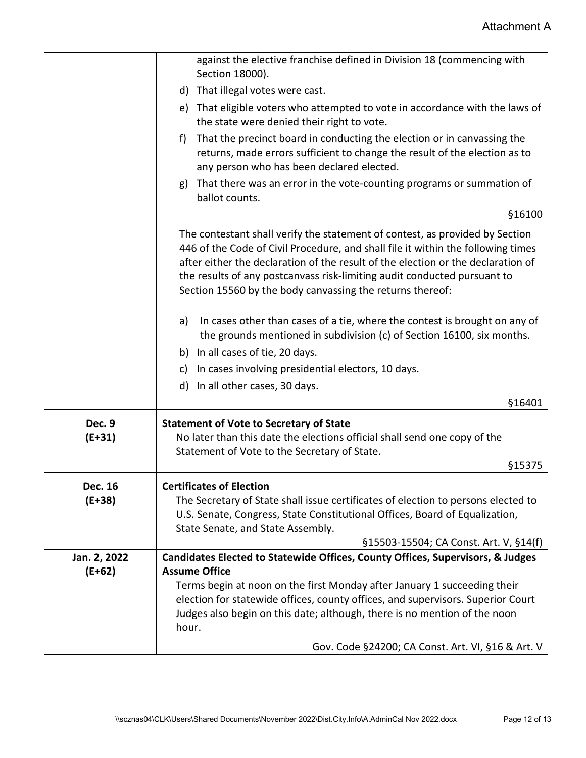| | |
|---|---|
| | against the elective franchise defined in Division 18 (commencing with Section 18000).<br>d) That illegal votes were cast.<br>e) That eligible voters who attempted to vote in accordance with the laws of the state were denied their right to vote.<br>f) That the precinct board in conducting the election or in canvassing the returns, made errors sufficient to change the result of the election as to any person who has been declared elected.<br>g) That there was an error in the vote-counting programs or summation of ballot counts.<br>§16100<br><br>The contestant shall verify the statement of contest, as provided by Section 446 of the Code of Civil Procedure, and shall file it within the following times after either the declaration of the result of the election or the declaration of the results of any postcanvass risk-limiting audit conducted pursuant to Section 15560 by the body canvassing the returns thereof:<br><br>a) In cases other than cases of a tie, where the contest is brought on any of the grounds mentioned in subdivision (c) of Section 16100, six months.<br>b) In all cases of tie, 20 days.<br>c) In cases involving presidential electors, 10 days.<br>d) In all other cases, 30 days.<br>§16401 |
| **Dec. 9**<br>**(E+31)** | **Statement of Vote to Secretary of State**<br>No later than this date the elections official shall send one copy of the Statement of Vote to the Secretary of State.<br>§15375 |
| **Dec. 16**<br>**(E+38)** | **Certificates of Election**<br>The Secretary of State shall issue certificates of election to persons elected to U.S. Senate, Congress, State Constitutional Offices, Board of Equalization, State Senate, and State Assembly.<br>§15503-15504; CA Const. Art. V, §14(f) |
| **Jan. 2, 2022**<br>**(E+62)** | **Candidates Elected to Statewide Offices, County Offices, Supervisors, & Judges Assume Office**<br>Terms begin at noon on the first Monday after January 1 succeeding their election for statewide offices, county offices, and supervisors. Superior Court Judges also begin on this date; although, there is no mention of the noon hour.<br>Gov. Code §24200; CA Const. Art. VI, §16 & Art. V |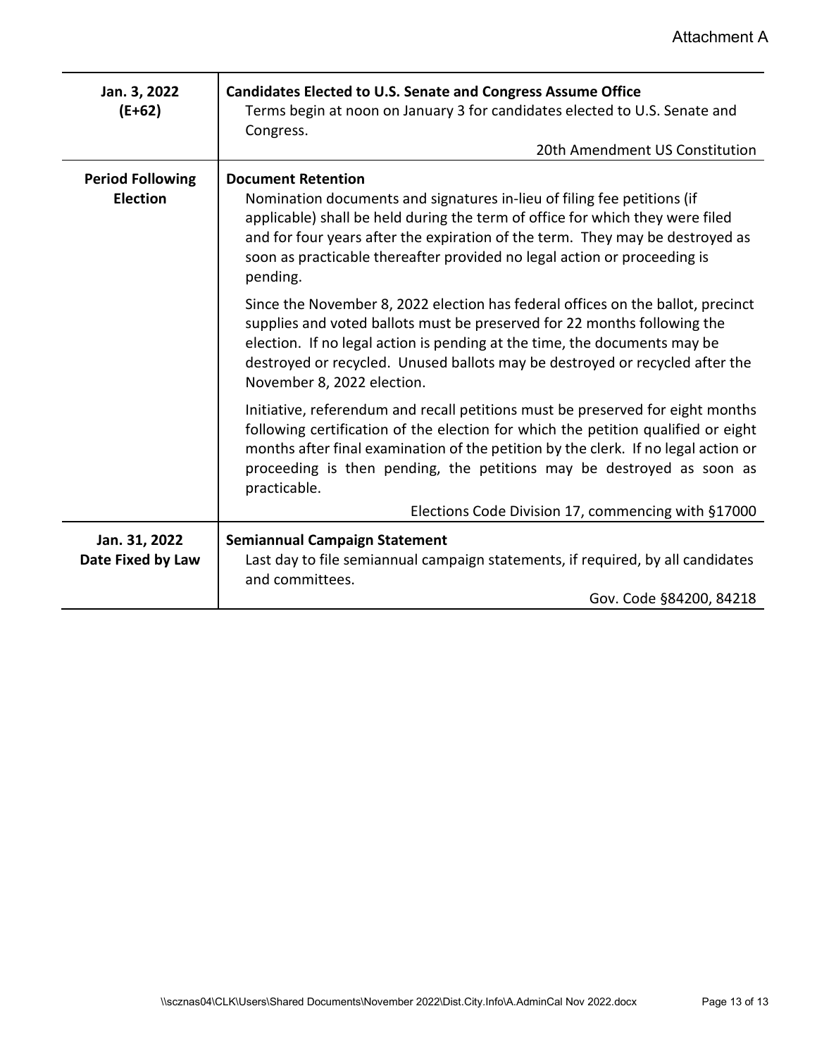| | |
|---|---|
| **Jan. 3, 2022 (E+62)** | **Candidates Elected to U.S. Senate and Congress Assume Office**<br>Terms begin at noon on January 3 for candidates elected to U.S. Senate and Congress.<br>20th Amendment US Constitution |
| **Period Following Election** | **Document Retention**<br>Nomination documents and signatures in-lieu of filing fee petitions (if applicable) shall be held during the term of office for which they were filed and for four years after the expiration of the term. They may be destroyed as soon as practicable thereafter provided no legal action or proceeding is pending.<br><br>Since the November 8, 2022 election has federal offices on the ballot, precinct supplies and voted ballots must be preserved for 22 months following the election. If no legal action is pending at the time, the documents may be destroyed or recycled. Unused ballots may be destroyed or recycled after the November 8, 2022 election.<br><br>Initiative, referendum and recall petitions must be preserved for eight months following certification of the election for which the petition qualified or eight months after final examination of the petition by the clerk. If no legal action or proceeding is then pending, the petitions may be destroyed as soon as practicable.<br>Elections Code Division 17, commencing with §17000 |
| **Jan. 31, 2022 Date Fixed by Law** | **Semiannual Campaign Statement**<br>Last day to file semiannual campaign statements, if required, by all candidates and committees.<br>Gov. Code §84200, 84218 |